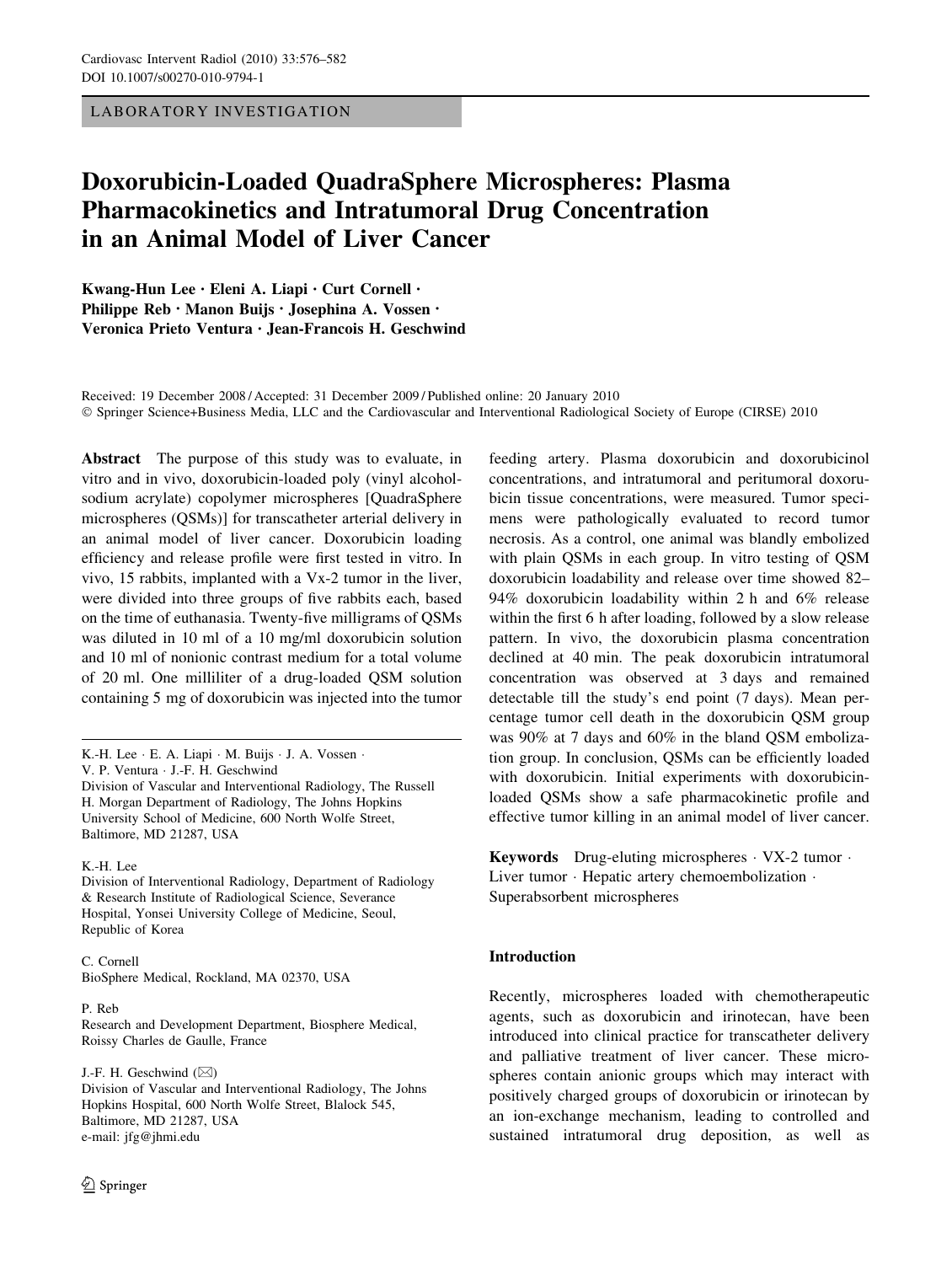LABORATORY INVESTIGATION

# Doxorubicin-Loaded QuadraSphere Microspheres: Plasma Pharmacokinetics and Intratumoral Drug Concentration in an Animal Model of Liver Cancer

Kwang-Hun Lee · Eleni A. Liapi · Curt Cornell · Philippe Reb · Manon Buijs · Josephina A. Vossen · Veronica Prieto Ventura · Jean-Francois H. Geschwind

Received: 19 December 2008 / Accepted: 31 December 2009 / Published online: 20 January 2010
© Springer Science+Business Media, LLC and the Cardiovascular and Interventional Radiological Society of Europe (CIRSE) 2010

**Abstract** The purpose of this study was to evaluate, in vitro and in vivo, doxorubicin-loaded poly (vinyl alcohol-sodium acrylate) copolymer microspheres [QuadraSphere microspheres (QSMs)] for transcatheter arterial delivery in an animal model of liver cancer. Doxorubicin loading efficiency and release profile were first tested in vitro. In vivo, 15 rabbits, implanted with a Vx-2 tumor in the liver, were divided into three groups of five rabbits each, based on the time of euthanasia. Twenty-five milligrams of QSMs was diluted in 10 ml of a 10 mg/ml doxorubicin solution and 10 ml of nonionic contrast medium for a total volume of 20 ml. One milliliter of a drug-loaded QSM solution containing 5 mg of doxorubicin was injected into the tumor feeding artery. Plasma doxorubicin and doxorubicinol concentrations, and intratumoral and peritumoral doxorubicin tissue concentrations, were measured. Tumor specimens were pathologically evaluated to record tumor necrosis. As a control, one animal was blandly embolized with plain QSMs in each group. In vitro testing of QSM doxorubicin loadability and release over time showed 82–94% doxorubicin loadability within 2 h and 6% release within the first 6 h after loading, followed by a slow release pattern. In vivo, the doxorubicin plasma concentration declined at 40 min. The peak doxorubicin intratumoral concentration was observed at 3 days and remained detectable till the study's end point (7 days). Mean percentage tumor cell death in the doxorubicin QSM group was 90% at 7 days and 60% in the bland QSM embolization group. In conclusion, QSMs can be efficiently loaded with doxorubicin. Initial experiments with doxorubicin-loaded QSMs show a safe pharmacokinetic profile and effective tumor killing in an animal model of liver cancer.

**Keywords** Drug-eluting microspheres · VX-2 tumor · Liver tumor · Hepatic artery chemoembolization · Superabsorbent microspheres

K.-H. Lee · E. A. Liapi · M. Buijs · J. A. Vossen · V. P. Ventura · J.-F. H. Geschwind
Division of Vascular and Interventional Radiology, The Russell H. Morgan Department of Radiology, The Johns Hopkins University School of Medicine, 600 North Wolfe Street, Baltimore, MD 21287, USA

K.-H. Lee
Division of Interventional Radiology, Department of Radiology & Research Institute of Radiological Science, Severance Hospital, Yonsei University College of Medicine, Seoul, Republic of Korea

C. Cornell
BioSphere Medical, Rockland, MA 02370, USA

P. Reb
Research and Development Department, Biosphere Medical, Roissy Charles de Gaulle, France

J.-F. H. Geschwind (✉)
Division of Vascular and Interventional Radiology, The Johns Hopkins Hospital, 600 North Wolfe Street, Blalock 545, Baltimore, MD 21287, USA
e-mail: jfg@jhmi.edu

## Introduction

Recently, microspheres loaded with chemotherapeutic agents, such as doxorubicin and irinotecan, have been introduced into clinical practice for transcatheter delivery and palliative treatment of liver cancer. These microspheres contain anionic groups which may interact with positively charged groups of doxorubicin or irinotecan by an ion-exchange mechanism, leading to controlled and sustained intratumoral drug deposition, as well as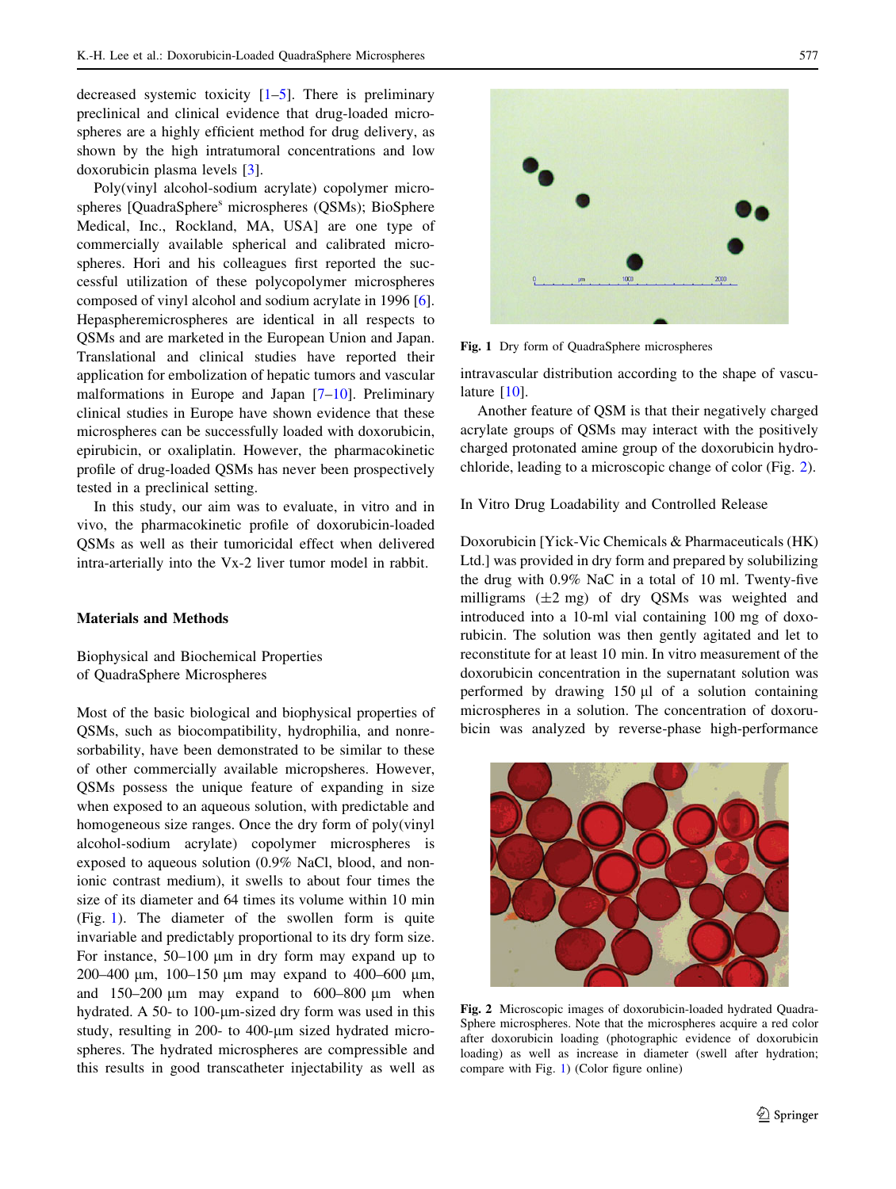decreased systemic toxicity [1–5]. There is preliminary preclinical and clinical evidence that drug-loaded microspheres are a highly efficient method for drug delivery, as shown by the high intratumoral concentrations and low doxorubicin plasma levels [3].

Poly(vinyl alcohol-sodium acrylate) copolymer microspheres [QuadraSphere[s] microspheres (QSMs); BioSphere Medical, Inc., Rockland, MA, USA] are one type of commercially available spherical and calibrated microspheres. Hori and his colleagues first reported the successful utilization of these polycopolymer microspheres composed of vinyl alcohol and sodium acrylate in 1996 [6]. Hepaspheremicrospheres are identical in all respects to QSMs and are marketed in the European Union and Japan. Translational and clinical studies have reported their application for embolization of hepatic tumors and vascular malformations in Europe and Japan [7–10]. Preliminary clinical studies in Europe have shown evidence that these microspheres can be successfully loaded with doxorubicin, epirubicin, or oxaliplatin. However, the pharmacokinetic profile of drug-loaded QSMs has never been prospectively tested in a preclinical setting.

In this study, our aim was to evaluate, in vitro and in vivo, the pharmacokinetic profile of doxorubicin-loaded QSMs as well as their tumoricidal effect when delivered intra-arterially into the Vx-2 liver tumor model in rabbit.

## Materials and Methods

### Biophysical and Biochemical Properties of QuadraSphere Microspheres

Most of the basic biological and biophysical properties of QSMs, such as biocompatibility, hydrophilia, and nonresorbability, have been demonstrated to be similar to these of other commercially available micropsheres. However, QSMs possess the unique feature of expanding in size when exposed to an aqueous solution, with predictable and homogeneous size ranges. Once the dry form of poly(vinyl alcohol-sodium acrylate) copolymer microspheres is exposed to aqueous solution (0.9% NaCl, blood, and nonionic contrast medium), it swells to about four times the size of its diameter and 64 times its volume within 10 min (Fig. 1). The diameter of the swollen form is quite invariable and predictably proportional to its dry form size. For instance, 50–100 μm in dry form may expand up to 200–400 μm, 100–150 μm may expand to 400–600 μm, and 150–200 μm may expand to 600–800 μm when hydrated. A 50- to 100-μm-sized dry form was used in this study, resulting in 200- to 400-μm sized hydrated microspheres. The hydrated microspheres are compressible and this results in good transcatheter injectability as well as intravascular distribution according to the shape of vasculature [10].

Fig. 1 Dry form of QuadraSphere microspheres

Another feature of QSM is that their negatively charged acrylate groups of QSMs may interact with the positively charged protonated amine group of the doxorubicin hydrochloride, leading to a microscopic change of color (Fig. 2).

### In Vitro Drug Loadability and Controlled Release

Doxorubicin [Yick-Vic Chemicals & Pharmaceuticals (HK) Ltd.] was provided in dry form and prepared by solubilizing the drug with 0.9% NaC in a total of 10 ml. Twenty-five milligrams (±2 mg) of dry QSMs was weighted and introduced into a 10-ml vial containing 100 mg of doxorubicin. The solution was then gently agitated and let to reconstitute for at least 10 min. In vitro measurement of the doxorubicin concentration in the supernatant solution was performed by drawing 150 μl of a solution containing microspheres in a solution. The concentration of doxorubicin was analyzed by reverse-phase high-performance

Fig. 2 Microscopic images of doxorubicin-loaded hydrated QuadraSphere microspheres. Note that the microspheres acquire a red color after doxorubicin loading (photographic evidence of doxorubicin loading) as well as increase in diameter (swell after hydration; compare with Fig. 1) (Color figure online)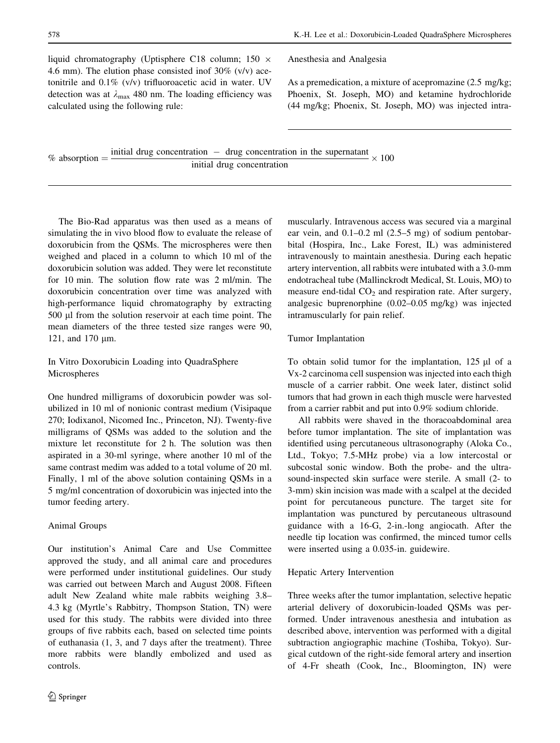liquid chromatography (Uptisphere C18 column; 150 × 4.6 mm). The elution phase consisted inof 30% (v/v) acetonitrile and 0.1% (v/v) trifluoroacetic acid in water. UV detection was at $\lambda_{max}$ 480 nm. The loading efficiency was calculated using the following rule:

$$\% \text{ absorption} = \frac{\text{initial drug concentration} - \text{drug concentration in the supernatant}}{\text{initial drug concentration}} \times 100$$

The Bio-Rad apparatus was then used as a means of simulating the in vivo blood flow to evaluate the release of doxorubicin from the QSMs. The microspheres were then weighed and placed in a column to which 10 ml of the doxorubicin solution was added. They were let reconstitute for 10 min. The solution flow rate was 2 ml/min. The doxorubicin concentration over time was analyzed with high-performance liquid chromatography by extracting 500 μl from the solution reservoir at each time point. The mean diameters of the three tested size ranges were 90, 121, and 170 μm.

### In Vitro Doxorubicin Loading into QuadraSphere Microspheres

One hundred milligrams of doxorubicin powder was solubilized in 10 ml of nonionic contrast medium (Visipaque 270; Iodixanol, Nicomed Inc., Princeton, NJ). Twenty-five milligrams of QSMs was added to the solution and the mixture let reconstitute for 2 h. The solution was then aspirated in a 30-ml syringe, where another 10 ml of the same contrast medim was added to a total volume of 20 ml. Finally, 1 ml of the above solution containing QSMs in a 5 mg/ml concentration of doxorubicin was injected into the tumor feeding artery.

### Animal Groups

Our institution's Animal Care and Use Committee approved the study, and all animal care and procedures were performed under institutional guidelines. Our study was carried out between March and August 2008. Fifteen adult New Zealand white male rabbits weighing 3.8–4.3 kg (Myrtle's Rabbitry, Thompson Station, TN) were used for this study. The rabbits were divided into three groups of five rabbits each, based on selected time points of euthanasia (1, 3, and 7 days after the treatment). Three more rabbits were blandly embolized and used as controls.

### Anesthesia and Analgesia

As a premedication, a mixture of acepromazine (2.5 mg/kg; Phoenix, St. Joseph, MO) and ketamine hydrochloride (44 mg/kg; Phoenix, St. Joseph, MO) was injected intramuscularly. Intravenous access was secured via a marginal ear vein, and 0.1–0.2 ml (2.5–5 mg) of sodium pentobarbital (Hospira, Inc., Lake Forest, IL) was administered intravenously to maintain anesthesia. During each hepatic artery intervention, all rabbits were intubated with a 3.0-mm endotracheal tube (Mallinckrodt Medical, St. Louis, MO) to measure end-tidal $CO_2$ and respiration rate. After surgery, analgesic buprenorphine (0.02–0.05 mg/kg) was injected intramuscularly for pain relief.

### Tumor Implantation

To obtain solid tumor for the implantation, 125 μl of a Vx-2 carcinoma cell suspension was injected into each thigh muscle of a carrier rabbit. One week later, distinct solid tumors that had grown in each thigh muscle were harvested from a carrier rabbit and put into 0.9% sodium chloride.

All rabbits were shaved in the thoracoabdominal area before tumor implantation. The site of implantation was identified using percutaneous ultrasonography (Aloka Co., Ltd., Tokyo; 7.5-MHz probe) via a low intercostal or subcostal sonic window. Both the probe- and the ultrasound-inspected skin surface were sterile. A small (2- to 3-mm) skin incision was made with a scalpel at the decided point for percutaneous puncture. The target site for implantation was punctured by percutaneous ultrasound guidance with a 16-G, 2-in.-long angiocath. After the needle tip location was confirmed, the minced tumor cells were inserted using a 0.035-in. guidewire.

### Hepatic Artery Intervention

Three weeks after the tumor implantation, selective hepatic arterial delivery of doxorubicin-loaded QSMs was performed. Under intravenous anesthesia and intubation as described above, intervention was performed with a digital subtraction angiographic machine (Toshiba, Tokyo). Surgical cutdown of the right-side femoral artery and insertion of 4-Fr sheath (Cook, Inc., Bloomington, IN) were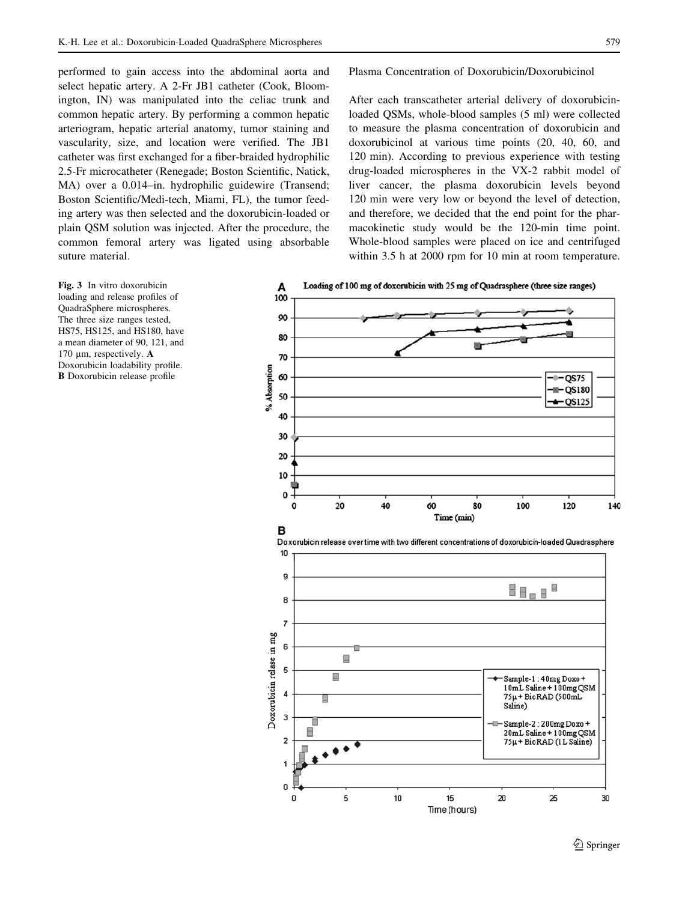performed to gain access into the abdominal aorta and select hepatic artery. A 2-Fr JB1 catheter (Cook, Bloomington, IN) was manipulated into the celiac trunk and common hepatic artery. By performing a common hepatic arteriogram, hepatic arterial anatomy, tumor staining and vascularity, size, and location were verified. The JB1 catheter was first exchanged for a fiber-braided hydrophilic 2.5-Fr microcatheter (Renegade; Boston Scientific, Natick, MA) over a 0.014–in. hydrophilic guidewire (Transend; Boston Scientific/Medi-tech, Miami, FL), the tumor feeding artery was then selected and the doxorubicin-loaded or plain QSM solution was injected. After the procedure, the common femoral artery was ligated using absorbable suture material.

## Plasma Concentration of Doxorubicin/Doxorubicinol

After each transcatheter arterial delivery of doxorubicin-loaded QSMs, whole-blood samples (5 ml) were collected to measure the plasma concentration of doxorubicin and doxorubicinol at various time points (20, 40, 60, and 120 min). According to previous experience with testing drug-loaded microspheres in the VX-2 rabbit model of liver cancer, the plasma doxorubicin levels beyond 120 min were very low or beyond the level of detection, and therefore, we decided that the end point for the pharmacokinetic study would be the 120-min time point. Whole-blood samples were placed on ice and centrifuged within 3.5 h at 2000 rpm for 10 min at room temperature.

**Fig. 3** In vitro doxorubicin loading and release profiles of QuadraSphere microspheres. The three size ranges tested, HS75, HS125, and HS180, have a mean diameter of 90, 121, and 170 μm, respectively. **A** Doxorubicin loadability profile. **B** Doxorubicin release profile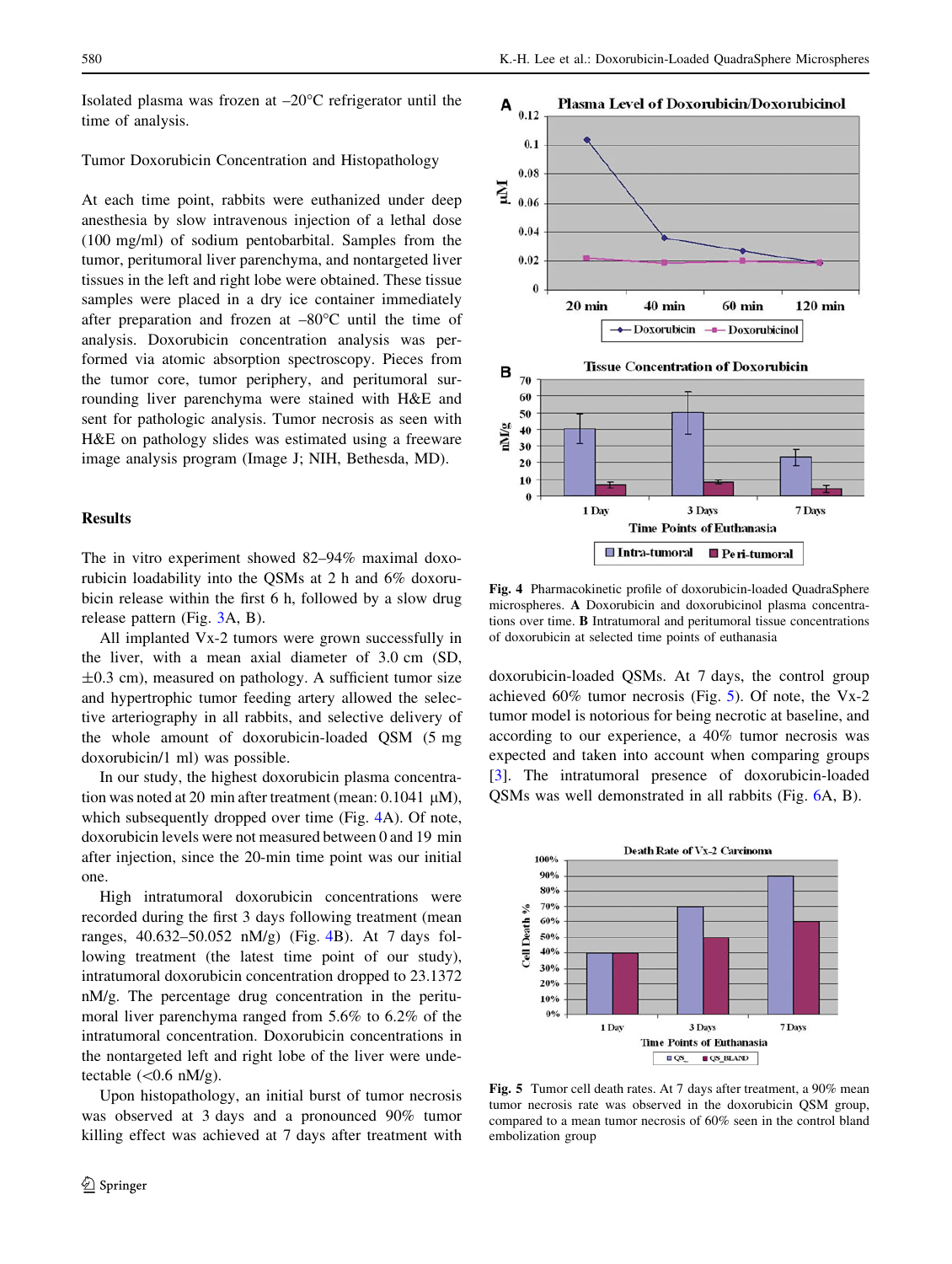Isolated plasma was frozen at –20°C refrigerator until the time of analysis.

Tumor Doxorubicin Concentration and Histopathology

At each time point, rabbits were euthanized under deep anesthesia by slow intravenous injection of a lethal dose (100 mg/ml) of sodium pentobarbital. Samples from the tumor, peritumoral liver parenchyma, and nontargeted liver tissues in the left and right lobe were obtained. These tissue samples were placed in a dry ice container immediately after preparation and frozen at –80°C until the time of analysis. Doxorubicin concentration analysis was performed via atomic absorption spectroscopy. Pieces from the tumor core, tumor periphery, and peritumoral surrounding liver parenchyma were stained with H&E and sent for pathologic analysis. Tumor necrosis as seen with H&E on pathology slides was estimated using a freeware image analysis program (Image J; NIH, Bethesda, MD).

## Results

The in vitro experiment showed 82–94% maximal doxorubicin loadability into the QSMs at 2 h and 6% doxorubicin release within the first 6 h, followed by a slow drug release pattern (Fig. 3A, B).

All implanted Vx-2 tumors were grown successfully in the liver, with a mean axial diameter of 3.0 cm (SD, ±0.3 cm), measured on pathology. A sufficient tumor size and hypertrophic tumor feeding artery allowed the selective arteriography in all rabbits, and selective delivery of the whole amount of doxorubicin-loaded QSM (5 mg doxorubicin/1 ml) was possible.

In our study, the highest doxorubicin plasma concentration was noted at 20 min after treatment (mean: 0.1041 μM), which subsequently dropped over time (Fig. 4A). Of note, doxorubicin levels were not measured between 0 and 19 min after injection, since the 20-min time point was our initial one.

High intratumoral doxorubicin concentrations were recorded during the first 3 days following treatment (mean ranges, 40.632–50.052 nM/g) (Fig. 4B). At 7 days following treatment (the latest time point of our study), intratumoral doxorubicin concentration dropped to 23.1372 nM/g. The percentage drug concentration in the peritumoral liver parenchyma ranged from 5.6% to 6.2% of the intratumoral concentration. Doxorubicin concentrations in the nontargeted left and right lobe of the liver were undetectable (<0.6 nM/g).

Upon histopathology, an initial burst of tumor necrosis was observed at 3 days and a pronounced 90% tumor killing effect was achieved at 7 days after treatment with doxorubicin-loaded QSMs. At 7 days, the control group achieved 60% tumor necrosis (Fig. 5). Of note, the Vx-2 tumor model is notorious for being necrotic at baseline, and according to our experience, a 40% tumor necrosis was expected and taken into account when comparing groups [3]. The intratumoral presence of doxorubicin-loaded QSMs was well demonstrated in all rabbits (Fig. 6A, B).

**Fig. 4** Pharmacokinetic profile of doxorubicin-loaded QuadraSphere microspheres. **A** Doxorubicin and doxorubicinol plasma concentrations over time. **B** Intratumoral and peritumoral tissue concentrations of doxorubicin at selected time points of euthanasia

**Fig. 5** Tumor cell death rates. At 7 days after treatment, a 90% mean tumor necrosis rate was observed in the doxorubicin QSM group, compared to a mean tumor necrosis of 60% seen in the control bland embolization group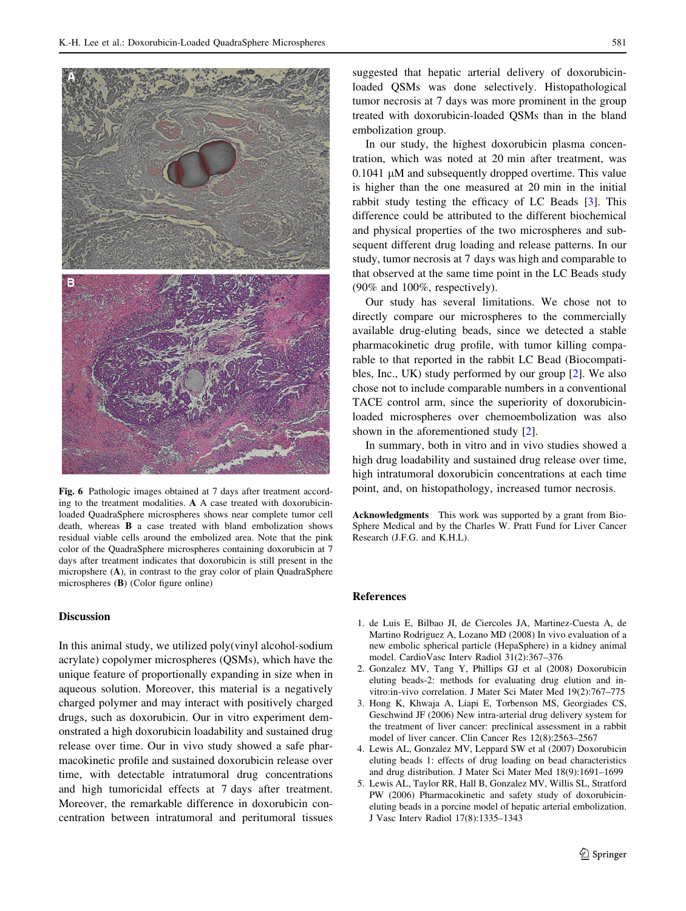Fig. 6 Pathologic images obtained at 7 days after treatment according to the treatment modalities. **A** A case treated with doxorubicin-loaded QuadraSphere microspheres shows near complete tumor cell death, whereas **B** a case treated with bland embolization shows residual viable cells around the embolized area. Note that the pink color of the QuadraSphere microspheres containing doxorubicin at 7 days after treatment indicates that doxorubicin is still present in the micropshere (**A**), in contrast to the gray color of plain QuadraSphere microspheres (**B**) (Color figure online)

## Discussion

In this animal study, we utilized poly(vinyl alcohol-sodium acrylate) copolymer microspheres (QSMs), which have the unique feature of proportionally expanding in size when in aqueous solution. Moreover, this material is a negatively charged polymer and may interact with positively charged drugs, such as doxorubicin. Our in vitro experiment demonstrated a high doxorubicin loadability and sustained drug release over time. Our in vivo study showed a safe pharmacokinetic profile and sustained doxorubicin release over time, with detectable intratumoral drug concentrations and high tumoricidal effects at 7 days after treatment. Moreover, the remarkable difference in doxorubicin concentration between intratumoral and peritumoral tissues suggested that hepatic arterial delivery of doxorubicin-loaded QSMs was done selectively. Histopathological tumor necrosis at 7 days was more prominent in the group treated with doxorubicin-loaded QSMs than in the bland embolization group.

In our study, the highest doxorubicin plasma concentration, which was noted at 20 min after treatment, was 0.1041 μM and subsequently dropped overtime. This value is higher than the one measured at 20 min in the initial rabbit study testing the efficacy of LC Beads [3]. This difference could be attributed to the different biochemical and physical properties of the two microspheres and subsequent different drug loading and release patterns. In our study, tumor necrosis at 7 days was high and comparable to that observed at the same time point in the LC Beads study (90% and 100%, respectively).

Our study has several limitations. We chose not to directly compare our microspheres to the commercially available drug-eluting beads, since we detected a stable pharmacokinetic drug profile, with tumor killing comparable to that reported in the rabbit LC Bead (Biocompatibles, Inc., UK) study performed by our group [2]. We also chose not to include comparable numbers in a conventional TACE control arm, since the superiority of doxorubicin-loaded microspheres over chemoembolization was also shown in the aforementioned study [2].

In summary, both in vitro and in vivo studies showed a high drug loadability and sustained drug release over time, high intratumoral doxorubicin concentrations at each time point, and, on histopathology, increased tumor necrosis.

**Acknowledgments** This work was supported by a grant from BioSphere Medical and by the Charles W. Pratt Fund for Liver Cancer Research (J.F.G. and K.H.L).

## References

1. de Luis E, Bilbao JI, de Ciercoles JA, Martinez-Cuesta A, de Martino Rodriguez A, Lozano MD (2008) In vivo evaluation of a new embolic spherical particle (HepaSphere) in a kidney animal model. CardioVasc Interv Radiol 31(2):367–376
2. Gonzalez MV, Tang Y, Phillips GJ et al (2008) Doxorubicin eluting beads-2: methods for evaluating drug elution and in-vitro:in-vivo correlation. J Mater Sci Mater Med 19(2):767–775
3. Hong K, Khwaja A, Liapi E, Torbenson MS, Georgiades CS, Geschwind JF (2006) New intra-arterial drug delivery system for the treatment of liver cancer: preclinical assessment in a rabbit model of liver cancer. Clin Cancer Res 12(8):2563–2567
4. Lewis AL, Gonzalez MV, Leppard SW et al (2007) Doxorubicin eluting beads 1: effects of drug loading on bead characteristics and drug distribution. J Mater Sci Mater Med 18(9):1691–1699
5. Lewis AL, Taylor RR, Hall B, Gonzalez MV, Willis SL, Stratford PW (2006) Pharmacokinetic and safety study of doxorubicin-eluting beads in a porcine model of hepatic arterial embolization. J Vasc Interv Radiol 17(8):1335–1343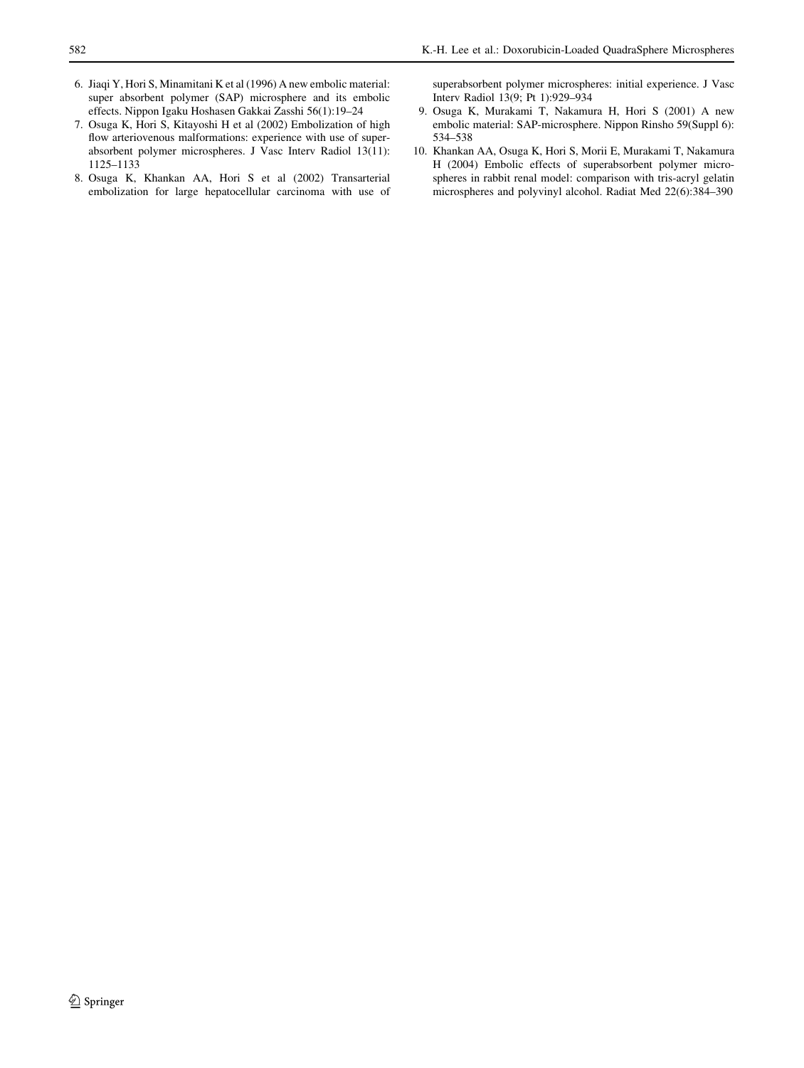6. Jiaqi Y, Hori S, Minamitani K et al (1996) A new embolic material: super absorbent polymer (SAP) microsphere and its embolic effects. Nippon Igaku Hoshasen Gakkai Zasshi 56(1):19–24
7. Osuga K, Hori S, Kitayoshi H et al (2002) Embolization of high flow arteriovenous malformations: experience with use of superabsorbent polymer microspheres. J Vasc Interv Radiol 13(11): 1125–1133
8. Osuga K, Khankan AA, Hori S et al (2002) Transarterial embolization for large hepatocellular carcinoma with use of superabsorbent polymer microspheres: initial experience. J Vasc Interv Radiol 13(9; Pt 1):929–934
9. Osuga K, Murakami T, Nakamura H, Hori S (2001) A new embolic material: SAP-microsphere. Nippon Rinsho 59(Suppl 6): 534–538
10. Khankan AA, Osuga K, Hori S, Morii E, Murakami T, Nakamura H (2004) Embolic effects of superabsorbent polymer microspheres in rabbit renal model: comparison with tris-acryl gelatin microspheres and polyvinyl alcohol. Radiat Med 22(6):384–390